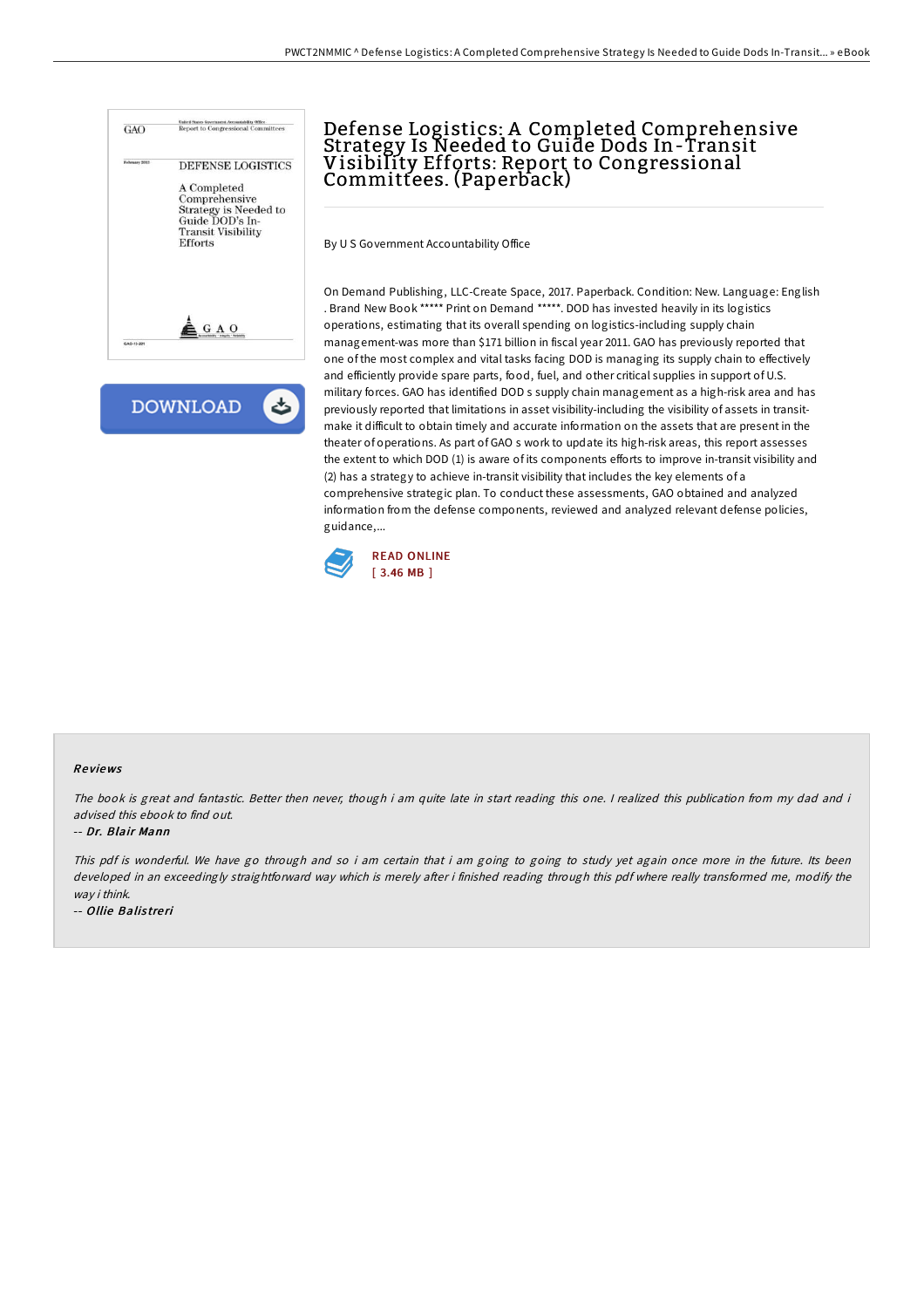# Defense Logistics: A Completed Comprehensive Strategy Is Needed to Guide Dods In-Transit Visibility Efforts: Report to Congressional Committees. (Paperback)

By U S Government Accountability Office

On Demand Publishing, LLC-Create Space, 2017. Paperback. Condition: New. Language: English . Brand New Book ***** Print on Demand *****. DOD has invested heavily in its logistics operations, estimating that its overall spending on logistics-including supply chain management-was more than $171 billion in fiscal year 2011. GAO has previously reported that one of the most complex and vital tasks facing DOD is managing its supply chain to effectively and efficiently provide spare parts, food, fuel, and other critical supplies in support of U.S. military forces. GAO has identified DOD s supply chain management as a high-risk area and has previously reported that limitations in asset visibility-including the visibility of assets in transit-make it difficult to obtain timely and accurate information on the assets that are present in the theater of operations. As part of GAO s work to update its high-risk areas, this report assesses the extent to which DOD (1) is aware of its components efforts to improve in-transit visibility and (2) has a strategy to achieve in-transit visibility that includes the key elements of a comprehensive strategic plan. To conduct these assessments, GAO obtained and analyzed information from the defense components, reviewed and analyzed relevant defense policies, guidance,...

READ ONLINE
[ 3.46 MB ]

## Reviews

*The book is great and fantastic. Better then never, though i am quite late in start reading this one. I realized this publication from my dad and i advised this ebook to find out.*

-- *Dr. Blair Mann*

*This pdf is wonderful. We have go through and so i am certain that i am going to going to study yet again once more in the future. Its been developed in an exceedingly straightforward way which is merely after i finished reading through this pdf where really transformed me, modify the way i think.*

-- *Ollie Balistreri*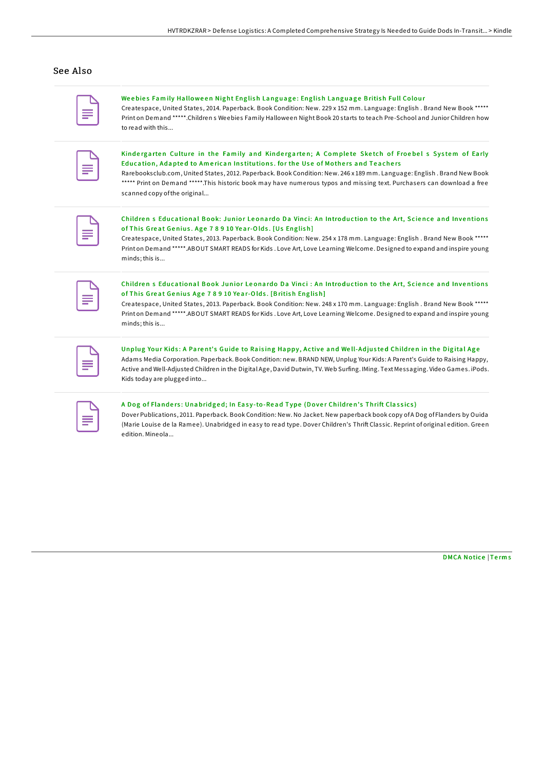## See Also

### Weebies Family Halloween Night English Language: English Language British Full Colour

Createspace, United States, 2014. Paperback. Book Condition: New. 229 x 152 mm. Language: English . Brand New Book ***** Print on Demand *****.Children s Weebies Family Halloween Night Book 20 starts to teach Pre-School and Junior Children how to read with this...

### Kindergarten Culture in the Family and Kindergarten; A Complete Sketch of Froebel s System of Early Education, Adapted to American Institutions. for the Use of Mothers and Teachers

Rarebooksclub.com, United States, 2012. Paperback. Book Condition: New. 246 x 189 mm. Language: English . Brand New Book ***** Print on Demand *****.This historic book may have numerous typos and missing text. Purchasers can download a free scanned copy of the original...

### Children s Educational Book: Junior Leonardo Da Vinci: An Introduction to the Art, Science and Inventions of This Great Genius. Age 7 8 9 10 Year-Olds. [Us English]

Createspace, United States, 2013. Paperback. Book Condition: New. 254 x 178 mm. Language: English . Brand New Book ***** Print on Demand *****.ABOUT SMART READS for Kids . Love Art, Love Learning Welcome. Designed to expand and inspire young minds; this is...

### Children s Educational Book Junior Leonardo Da Vinci : An Introduction to the Art, Science and Inventions of This Great Genius Age 7 8 9 10 Year-Olds. [British English]

Createspace, United States, 2013. Paperback. Book Condition: New. 248 x 170 mm. Language: English . Brand New Book ***** Print on Demand *****.ABOUT SMART READS for Kids . Love Art, Love Learning Welcome. Designed to expand and inspire young minds; this is...

### Unplug Your Kids: A Parent's Guide to Raising Happy, Active and Well-Adjusted Children in the Digital Age

Adams Media Corporation. Paperback. Book Condition: new. BRAND NEW, Unplug Your Kids: A Parent's Guide to Raising Happy, Active and Well-Adjusted Children in the Digital Age, David Dutwin, TV. Web Surfing. IMing. Text Messaging. Video Games. iPods. Kids today are plugged into...

### A Dog of Flanders: Unabridged; In Easy-to-Read Type (Dover Children's Thrift Classics)

Dover Publications, 2011. Paperback. Book Condition: New. No Jacket. New paperback book copy of A Dog of Flanders by Ouida (Marie Louise de la Ramee). Unabridged in easy to read type. Dover Children's Thrift Classic. Reprint of original edition. Green edition. Mineola...